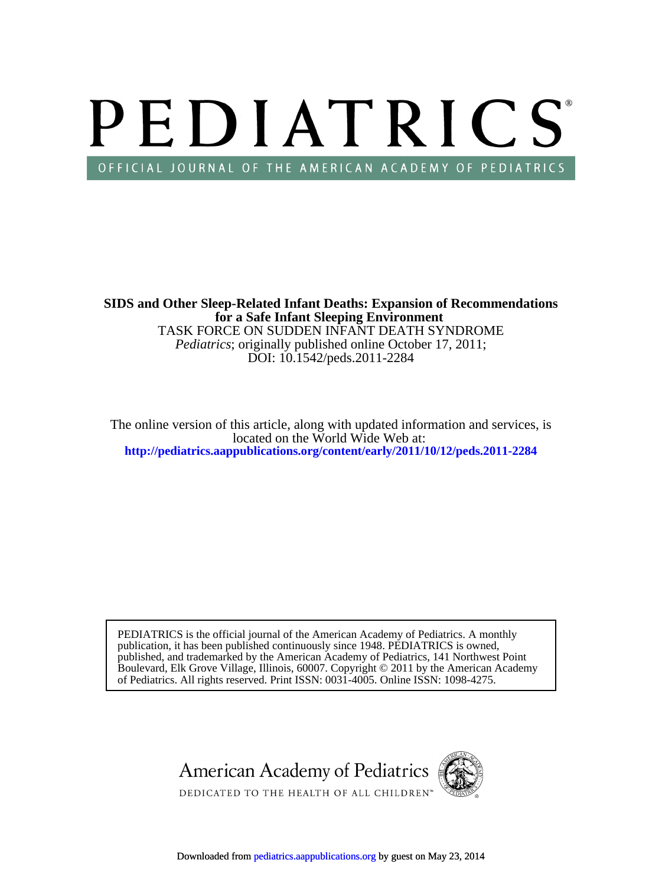# PEDIATRICS

OFFICIAL JOURNAL OF THE AMERICAN ACADEMY OF PEDIATRICS

**SIDS and Other Sleep-Related Infant Deaths: Expansion of Recommendations for a Safe Infant Sleeping Environment**

TASK FORCE ON SUDDEN INFANT DEATH SYNDROME

*Pediatrics*; originally published online October 17, 2011;

DOI: 10.1542/peds.2011-2284

The online version of this article, along with updated information and services, is located on the World Wide Web at:

**http://pediatrics.aappublications.org/content/early/2011/10/12/peds.2011-2284**

PEDIATRICS is the official journal of the American Academy of Pediatrics. A monthly publication, it has been published continuously since 1948. PEDIATRICS is owned, published, and trademarked by the American Academy of Pediatrics, 141 Northwest Point Boulevard, Elk Grove Village, Illinois, 60007. Copyright © 2011 by the American Academy of Pediatrics. All rights reserved. Print ISSN: 0031-4005. Online ISSN: 1098-4275.

American Academy of Pediatrics

DEDICATED TO THE HEALTH OF ALL CHILDREN™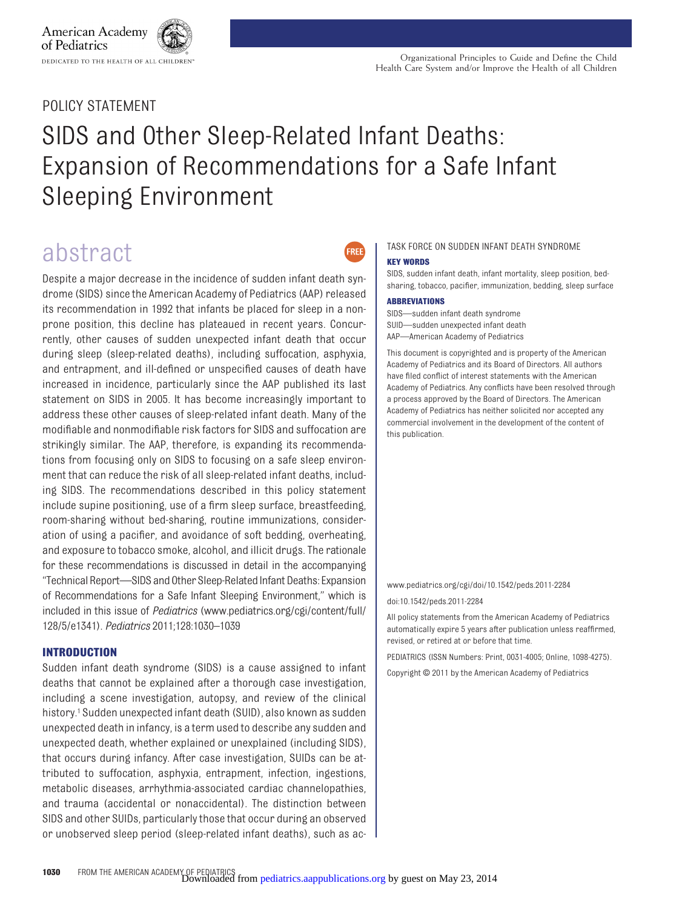POLICY STATEMENT

# SIDS and Other Sleep-Related Infant Deaths: Expansion of Recommendations for a Safe Infant Sleeping Environment

## abstract

Despite a major decrease in the incidence of sudden infant death syndrome (SIDS) since the American Academy of Pediatrics (AAP) released its recommendation in 1992 that infants be placed for sleep in a nonprone position, this decline has plateaued in recent years. Concurrently, other causes of sudden unexpected infant death that occur during sleep (sleep-related deaths), including suffocation, asphyxia, and entrapment, and ill-defined or unspecified causes of death have increased in incidence, particularly since the AAP published its last statement on SIDS in 2005. It has become increasingly important to address these other causes of sleep-related infant death. Many of the modifiable and nonmodifiable risk factors for SIDS and suffocation are strikingly similar. The AAP, therefore, is expanding its recommendations from focusing only on SIDS to focusing on a safe sleep environment that can reduce the risk of all sleep-related infant deaths, including SIDS. The recommendations described in this policy statement include supine positioning, use of a firm sleep surface, breastfeeding, room-sharing without bed-sharing, routine immunizations, consideration of using a pacifier, and avoidance of soft bedding, overheating, and exposure to tobacco smoke, alcohol, and illicit drugs. The rationale for these recommendations is discussed in detail in the accompanying "Technical Report—SIDS and Other Sleep-Related Infant Deaths: Expansion of Recommendations for a Safe Infant Sleeping Environment," which is included in this issue of *Pediatrics* (www.pediatrics.org/cgi/content/full/128/5/e1341). *Pediatrics* 2011;128:1030–1039

TASK FORCE ON SUDDEN INFANT DEATH SYNDROME

**KEY WORDS**

SIDS, sudden infant death, infant mortality, sleep position, bed-sharing, tobacco, pacifier, immunization, bedding, sleep surface

**ABBREVIATIONS**

SIDS—sudden infant death syndrome
SUID—sudden unexpected infant death
AAP—American Academy of Pediatrics

This document is copyrighted and is property of the American Academy of Pediatrics and its Board of Directors. All authors have filed conflict of interest statements with the American Academy of Pediatrics. Any conflicts have been resolved through a process approved by the Board of Directors. The American Academy of Pediatrics has neither solicited nor accepted any commercial involvement in the development of the content of this publication.

www.pediatrics.org/cgi/doi/10.1542/peds.2011-2284

doi:10.1542/peds.2011-2284

All policy statements from the American Academy of Pediatrics automatically expire 5 years after publication unless reaffirmed, revised, or retired at or before that time.

PEDIATRICS (ISSN Numbers: Print, 0031-4005; Online, 1098-4275).

Copyright © 2011 by the American Academy of Pediatrics

## INTRODUCTION

Sudden infant death syndrome (SIDS) is a cause assigned to infant deaths that cannot be explained after a thorough case investigation, including a scene investigation, autopsy, and review of the clinical history.[1] Sudden unexpected infant death (SUID), also known as sudden unexpected death in infancy, is a term used to describe any sudden and unexpected death, whether explained or unexplained (including SIDS), that occurs during infancy. After case investigation, SUIDs can be attributed to suffocation, asphyxia, entrapment, infection, ingestions, metabolic diseases, arrhythmia-associated cardiac channelopathies, and trauma (accidental or nonaccidental). The distinction between SIDS and other SUIDs, particularly those that occur during an observed or unobserved sleep period (sleep-related infant deaths), such as ac-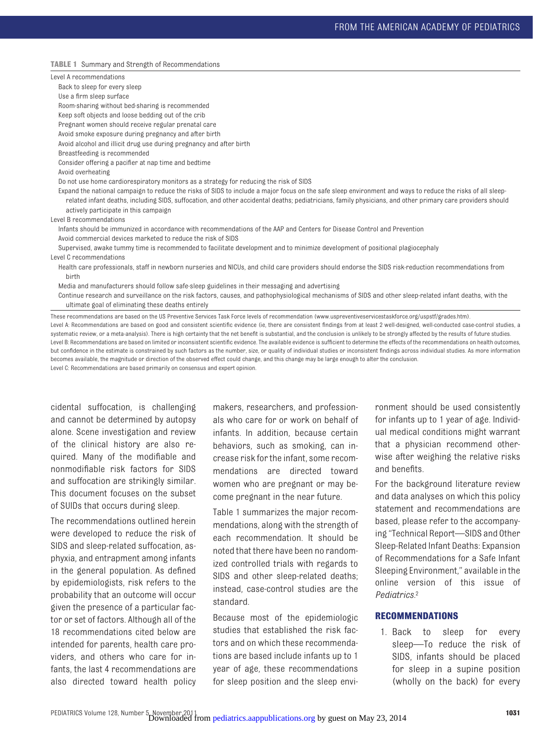**TABLE 1** Summary and Strength of Recommendations

| |
|---|
| Level A recommendations |
| Back to sleep for every sleep |
| Use a firm sleep surface |
| Room-sharing without bed-sharing is recommended |
| Keep soft objects and loose bedding out of the crib |
| Pregnant women should receive regular prenatal care |
| Avoid smoke exposure during pregnancy and after birth |
| Avoid alcohol and illicit drug use during pregnancy and after birth |
| Breastfeeding is recommended |
| Consider offering a pacifier at nap time and bedtime |
| Avoid overheating |
| Do not use home cardiorespiratory monitors as a strategy for reducing the risk of SIDS |
| Expand the national campaign to reduce the risks of SIDS to include a major focus on the safe sleep environment and ways to reduce the risks of all sleep-related infant deaths, including SIDS, suffocation, and other accidental deaths; pediatricians, family physicians, and other primary care providers should actively participate in this campaign |
| Level B recommendations |
| Infants should be immunized in accordance with recommendations of the AAP and Centers for Disease Control and Prevention |
| Avoid commercial devices marketed to reduce the risk of SIDS |
| Supervised, awake tummy time is recommended to facilitate development and to minimize development of positional plagiocephaly |
| Level C recommendations |
| Health care professionals, staff in newborn nurseries and NICUs, and child care providers should endorse the SIDS risk-reduction recommendations from birth |
| Media and manufacturers should follow safe-sleep guidelines in their messaging and advertising |
| Continue research and surveillance on the risk factors, causes, and pathophysiological mechanisms of SIDS and other sleep-related infant deaths, with the ultimate goal of eliminating these deaths entirely |

These recommendations are based on the US Preventive Services Task Force levels of recommendation (www.uspreventiveservicestaskforce.org/uspstf/grades.htm).

Level A: Recommendations are based on good and consistent scientific evidence (ie, there are consistent findings from at least 2 well-designed, well-conducted case-control studies, a systematic review, or a meta-analysis). There is high certainty that the net benefit is substantial, and the conclusion is unlikely to be strongly affected by the results of future studies.

Level B: Recommendations are based on limited or inconsistent scientific evidence. The available evidence is sufficient to determine the effects of the recommendations on health outcomes, but confidence in the estimate is constrained by such factors as the number, size, or quality of individual studies or inconsistent findings across individual studies. As more information becomes available, the magnitude or direction of the observed effect could change, and this change may be large enough to alter the conclusion.

Level C: Recommendations are based primarily on consensus and expert opinion.

cidental suffocation, is challenging and cannot be determined by autopsy alone. Scene investigation and review of the clinical history are also required. Many of the modifiable and nonmodifiable risk factors for SIDS and suffocation are strikingly similar. This document focuses on the subset of SUIDs that occurs during sleep.

The recommendations outlined herein were developed to reduce the risk of SIDS and sleep-related suffocation, asphyxia, and entrapment among infants in the general population. As defined by epidemiologists, risk refers to the probability that an outcome will occur given the presence of a particular factor or set of factors. Although all of the 18 recommendations cited below are intended for parents, health care providers, and others who care for infants, the last 4 recommendations are also directed toward health policy makers, researchers, and professionals who care for or work on behalf of infants. In addition, because certain behaviors, such as smoking, can increase risk for the infant, some recommendations are directed toward women who are pregnant or may become pregnant in the near future.

Table 1 summarizes the major recommendations, along with the strength of each recommendation. It should be noted that there have been no randomized controlled trials with regards to SIDS and other sleep-related deaths; instead, case-control studies are the standard.

Because most of the epidemiologic studies that established the risk factors and on which these recommendations are based include infants up to 1 year of age, these recommendations for sleep position and the sleep environment should be used consistently for infants up to 1 year of age. Individual medical conditions might warrant that a physician recommend otherwise after weighing the relative risks and benefits.

For the background literature review and data analyses on which this policy statement and recommendations are based, please refer to the accompanying "Technical Report—SIDS and Other Sleep-Related Infant Deaths: Expansion of Recommendations for a Safe Infant Sleeping Environment," available in the online version of this issue of *Pediatrics*.[2]

## RECOMMENDATIONS

1. Back to sleep for every sleep—To reduce the risk of SIDS, infants should be placed for sleep in a supine position (wholly on the back) for every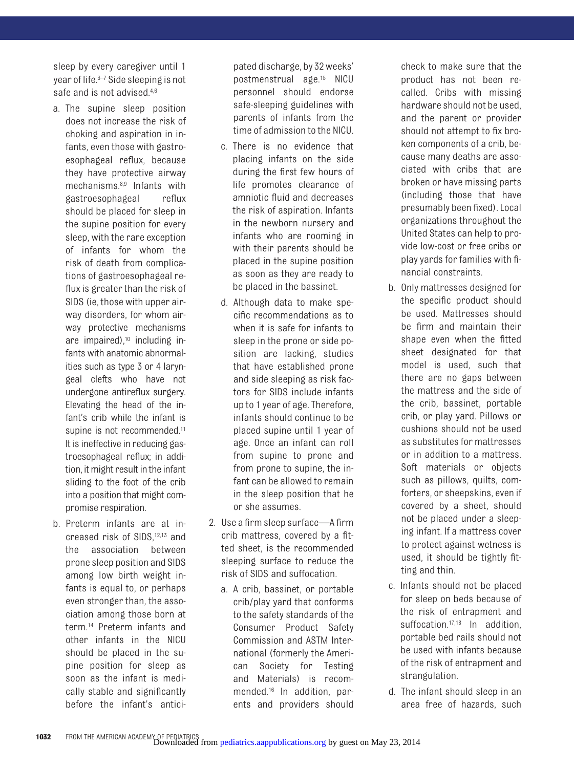sleep by every caregiver until 1 year of life.[3–7] Side sleeping is not safe and is not advised.[4,6]

a. The supine sleep position does not increase the risk of choking and aspiration in infants, even those with gastroesophageal reflux, because they have protective airway mechanisms.[8,9] Infants with gastroesophageal reflux should be placed for sleep in the supine position for every sleep, with the rare exception of infants for whom the risk of death from complications of gastroesophageal reflux is greater than the risk of SIDS (ie, those with upper airway disorders, for whom airway protective mechanisms are impaired),[10] including infants with anatomic abnormalities such as type 3 or 4 laryngeal clefts who have not undergone antireflux surgery. Elevating the head of the infant's crib while the infant is supine is not recommended.[11] It is ineffective in reducing gastroesophageal reflux; in addition, it might result in the infant sliding to the foot of the crib into a position that might compromise respiration.

b. Preterm infants are at increased risk of SIDS,[12,13] and the association between prone sleep position and SIDS among low birth weight infants is equal to, or perhaps even stronger than, the association among those born at term.[14] Preterm infants and other infants in the NICU should be placed in the supine position for sleep as soon as the infant is medically stable and significantly before the infant's anticipated discharge, by 32 weeks' postmenstrual age.[15] NICU personnel should endorse safe-sleeping guidelines with parents of infants from the time of admission to the NICU.

c. There is no evidence that placing infants on the side during the first few hours of life promotes clearance of amniotic fluid and decreases the risk of aspiration. Infants in the newborn nursery and infants who are rooming in with their parents should be placed in the supine position as soon as they are ready to be placed in the bassinet.

d. Although data to make specific recommendations as to when it is safe for infants to sleep in the prone or side position are lacking, studies that have established prone and side sleeping as risk factors for SIDS include infants up to 1 year of age. Therefore, infants should continue to be placed supine until 1 year of age. Once an infant can roll from supine to prone and from prone to supine, the infant can be allowed to remain in the sleep position that he or she assumes.

2. Use a firm sleep surface—A firm crib mattress, covered by a fitted sheet, is the recommended sleeping surface to reduce the risk of SIDS and suffocation.

   a. A crib, bassinet, or portable crib/play yard that conforms to the safety standards of the Consumer Product Safety Commission and ASTM International (formerly the American Society for Testing and Materials) is recommended.[16] In addition, parents and providers should check to make sure that the product has not been recalled. Cribs with missing hardware should not be used, and the parent or provider should not attempt to fix broken components of a crib, because many deaths are associated with cribs that are broken or have missing parts (including those that have presumably been fixed). Local organizations throughout the United States can help to provide low-cost or free cribs or play yards for families with financial constraints.

   b. Only mattresses designed for the specific product should be used. Mattresses should be firm and maintain their shape even when the fitted sheet designated for that model is used, such that there are no gaps between the mattress and the side of the crib, bassinet, portable crib, or play yard. Pillows or cushions should not be used as substitutes for mattresses or in addition to a mattress. Soft materials or objects such as pillows, quilts, comforters, or sheepskins, even if covered by a sheet, should not be placed under a sleeping infant. If a mattress cover to protect against wetness is used, it should be tightly fitting and thin.

   c. Infants should not be placed for sleep on beds because of the risk of entrapment and suffocation.[17,18] In addition, portable bed rails should not be used with infants because of the risk of entrapment and strangulation.

   d. The infant should sleep in an area free of hazards, such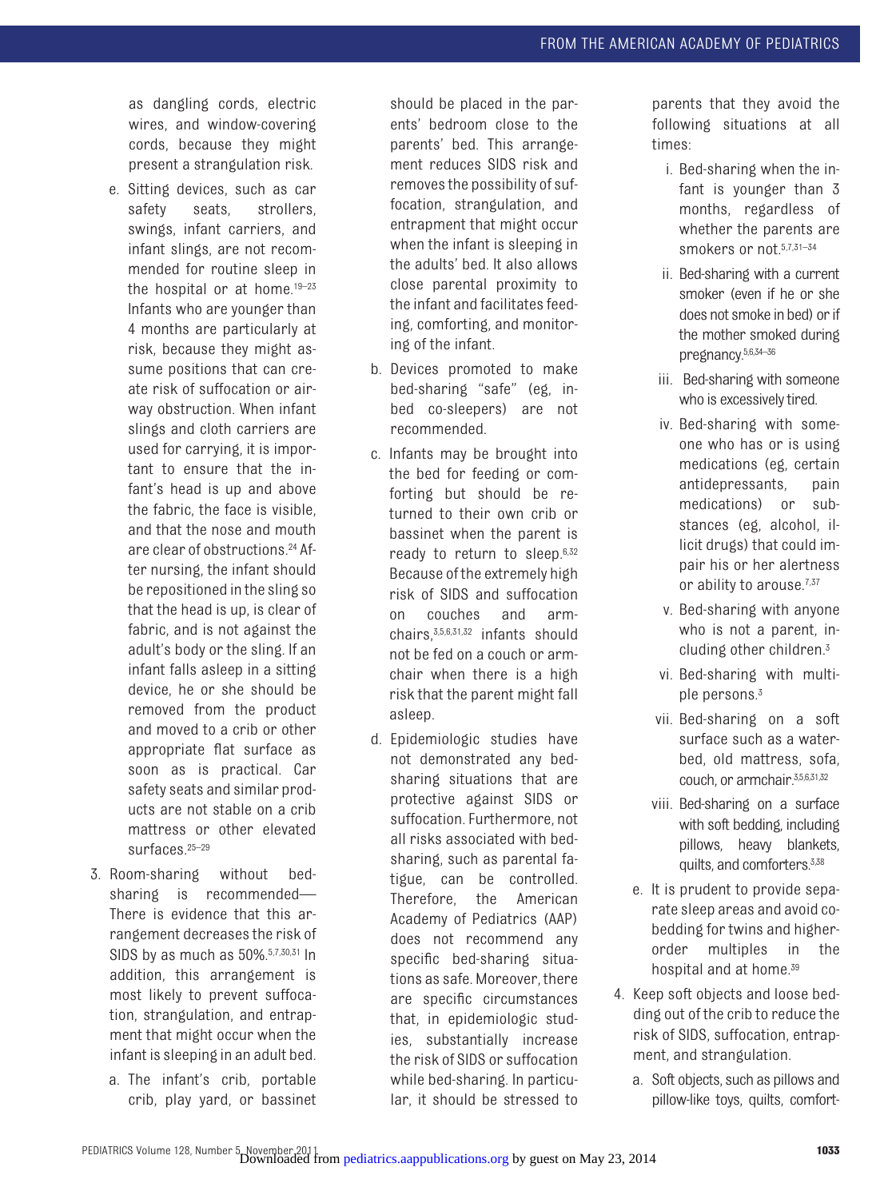as dangling cords, electric wires, and window-covering cords, because they might present a strangulation risk.

e. Sitting devices, such as car safety seats, strollers, swings, infant carriers, and infant slings, are not recommended for routine sleep in the hospital or at home.[19–23] Infants who are younger than 4 months are particularly at risk, because they might assume positions that can create risk of suffocation or airway obstruction. When infant slings and cloth carriers are used for carrying, it is important to ensure that the infant's head is up and above the fabric, the face is visible, and that the nose and mouth are clear of obstructions.[24] After nursing, the infant should be repositioned in the sling so that the head is up, is clear of fabric, and is not against the adult's body or the sling. If an infant falls asleep in a sitting device, he or she should be removed from the product and moved to a crib or other appropriate flat surface as soon as is practical. Car safety seats and similar products are not stable on a crib mattress or other elevated surfaces.[25–29]

3. Room-sharing without bed-sharing is recommended—There is evidence that this arrangement decreases the risk of SIDS by as much as 50%.[5,7,30,31] In addition, this arrangement is most likely to prevent suffocation, strangulation, and entrapment that might occur when the infant is sleeping in an adult bed.

   a. The infant's crib, portable crib, play yard, or bassinet should be placed in the parents' bedroom close to the parents' bed. This arrangement reduces SIDS risk and removes the possibility of suffocation, strangulation, and entrapment that might occur when the infant is sleeping in the adults' bed. It also allows close parental proximity to the infant and facilitates feeding, comforting, and monitoring of the infant.

   b. Devices promoted to make bed-sharing "safe" (eg, in-bed co-sleepers) are not recommended.

   c. Infants may be brought into the bed for feeding or comforting but should be returned to their own crib or bassinet when the parent is ready to return to sleep.[6,32] Because of the extremely high risk of SIDS and suffocation on couches and armchairs,[3,5,6,31,32] infants should not be fed on a couch or armchair when there is a high risk that the parent might fall asleep.

   d. Epidemiologic studies have not demonstrated any bed-sharing situations that are protective against SIDS or suffocation. Furthermore, not all risks associated with bed-sharing, such as parental fatigue, can be controlled. Therefore, the American Academy of Pediatrics (AAP) does not recommend any specific bed-sharing situations as safe. Moreover, there are specific circumstances that, in epidemiologic studies, substantially increase the risk of SIDS or suffocation while bed-sharing. In particular, it should be stressed to parents that they avoid the following situations at all times:

      i. Bed-sharing when the infant is younger than 3 months, regardless of whether the parents are smokers or not.[5,7,31–34]

      ii. Bed-sharing with a current smoker (even if he or she does not smoke in bed) or if the mother smoked during pregnancy.[5,6,34–36]

      iii. Bed-sharing with someone who is excessively tired.

      iv. Bed-sharing with someone who has or is using medications (eg, certain antidepressants, pain medications) or substances (eg, alcohol, illicit drugs) that could impair his or her alertness or ability to arouse.[7,37]

      v. Bed-sharing with anyone who is not a parent, including other children.[3]

      vi. Bed-sharing with multiple persons.[3]

      vii. Bed-sharing on a soft surface such as a waterbed, old mattress, sofa, couch, or armchair.[3,5,6,31,32]

      viii. Bed-sharing on a surface with soft bedding, including pillows, heavy blankets, quilts, and comforters.[3,38]

   e. It is prudent to provide separate sleep areas and avoid cobedding for twins and higher-order multiples in the hospital and at home.[39]

4. Keep soft objects and loose bedding out of the crib to reduce the risk of SIDS, suffocation, entrapment, and strangulation.

   a. Soft objects, such as pillows and pillow-like toys, quilts, comfort-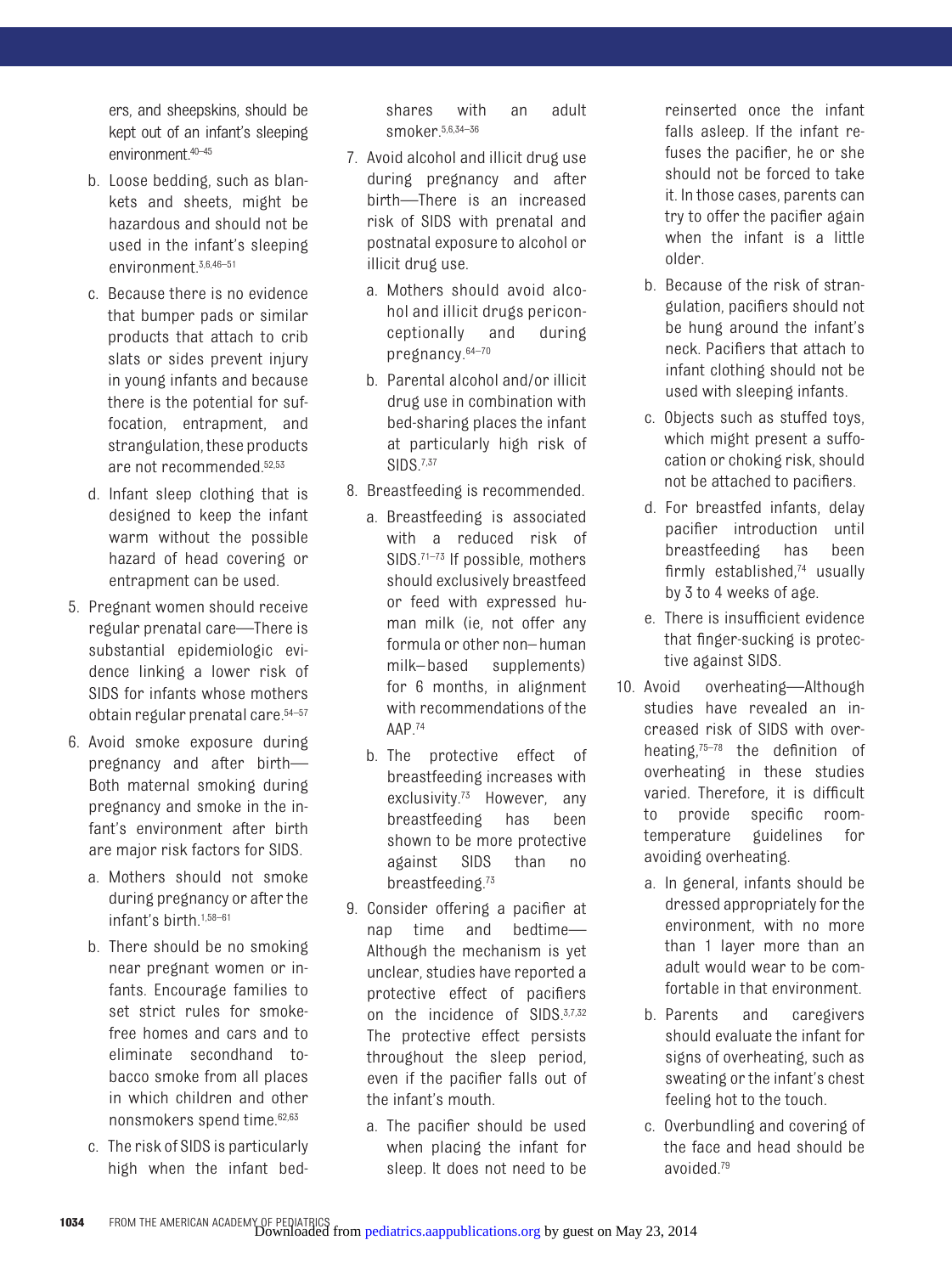ers, and sheepskins, should be kept out of an infant's sleeping environment.[40–45]

   b. Loose bedding, such as blankets and sheets, might be hazardous and should not be used in the infant's sleeping environment.[3,6,46–51]

   c. Because there is no evidence that bumper pads or similar products that attach to crib slats or sides prevent injury in young infants and because there is the potential for suffocation, entrapment, and strangulation, these products are not recommended.[52,53]

   d. Infant sleep clothing that is designed to keep the infant warm without the possible hazard of head covering or entrapment can be used.

5. Pregnant women should receive regular prenatal care—There is substantial epidemiologic evidence linking a lower risk of SIDS for infants whose mothers obtain regular prenatal care.[54–57]

6. Avoid smoke exposure during pregnancy and after birth—Both maternal smoking during pregnancy and smoke in the infant's environment after birth are major risk factors for SIDS.

   a. Mothers should not smoke during pregnancy or after the infant's birth.[1,58–61]

   b. There should be no smoking near pregnant women or infants. Encourage families to set strict rules for smoke-free homes and cars and to eliminate secondhand tobacco smoke from all places in which children and other nonsmokers spend time.[62,63]

   c. The risk of SIDS is particularly high when the infant bed-shares with an adult smoker.[5,6,34–36]

7. Avoid alcohol and illicit drug use during pregnancy and after birth—There is an increased risk of SIDS with prenatal and postnatal exposure to alcohol or illicit drug use.

   a. Mothers should avoid alcohol and illicit drugs periconceptionally and during pregnancy.[64–70]

   b. Parental alcohol and/or illicit drug use in combination with bed-sharing places the infant at particularly high risk of SIDS.[7,37]

8. Breastfeeding is recommended.

   a. Breastfeeding is associated with a reduced risk of SIDS.[71–73] If possible, mothers should exclusively breastfeed or feed with expressed human milk (ie, not offer any formula or other non–human milk–based supplements) for 6 months, in alignment with recommendations of the AAP.[74]

   b. The protective effect of breastfeeding increases with exclusivity.[73] However, any breastfeeding has been shown to be more protective against SIDS than no breastfeeding.[73]

9. Consider offering a pacifier at nap time and bedtime—Although the mechanism is yet unclear, studies have reported a protective effect of pacifiers on the incidence of SIDS.[3,7,32] The protective effect persists throughout the sleep period, even if the pacifier falls out of the infant's mouth.

   a. The pacifier should be used when placing the infant for sleep. It does not need to be reinserted once the infant falls asleep. If the infant refuses the pacifier, he or she should not be forced to take it. In those cases, parents can try to offer the pacifier again when the infant is a little older.

   b. Because of the risk of strangulation, pacifiers should not be hung around the infant's neck. Pacifiers that attach to infant clothing should not be used with sleeping infants.

   c. Objects such as stuffed toys, which might present a suffocation or choking risk, should not be attached to pacifiers.

   d. For breastfed infants, delay pacifier introduction until breastfeeding has been firmly established,[74] usually by 3 to 4 weeks of age.

   e. There is insufficient evidence that finger-sucking is protective against SIDS.

10. Avoid overheating—Although studies have revealed an increased risk of SIDS with overheating,[75–78] the definition of overheating in these studies varied. Therefore, it is difficult to provide specific room-temperature guidelines for avoiding overheating.

   a. In general, infants should be dressed appropriately for the environment, with no more than 1 layer more than an adult would wear to be comfortable in that environment.

   b. Parents and caregivers should evaluate the infant for signs of overheating, such as sweating or the infant's chest feeling hot to the touch.

   c. Overbundling and covering of the face and head should be avoided.[79]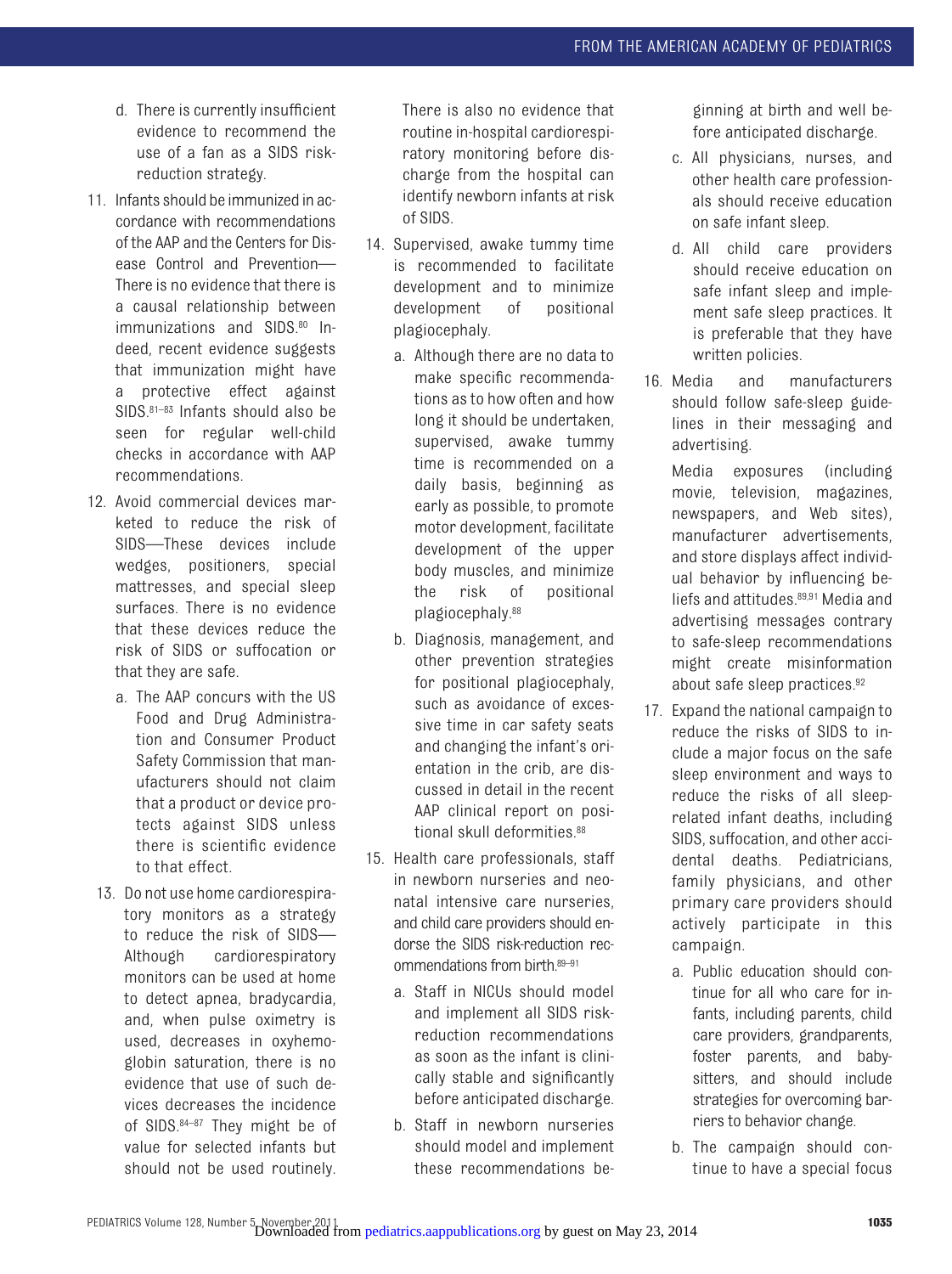d. There is currently insufficient evidence to recommend the use of a fan as a SIDS risk-reduction strategy.

11. Infants should be immunized in accordance with recommendations of the AAP and the Centers for Disease Control and Prevention— There is no evidence that there is a causal relationship between immunizations and SIDS.[80] Indeed, recent evidence suggests that immunization might have a protective effect against SIDS.[81–83] Infants should also be seen for regular well-child checks in accordance with AAP recommendations.

12. Avoid commercial devices marketed to reduce the risk of SIDS—These devices include wedges, positioners, special mattresses, and special sleep surfaces. There is no evidence that these devices reduce the risk of SIDS or suffocation or that they are safe.
   a. The AAP concurs with the US Food and Drug Administration and Consumer Product Safety Commission that manufacturers should not claim that a product or device protects against SIDS unless there is scientific evidence to that effect.

13. Do not use home cardiorespiratory monitors as a strategy to reduce the risk of SIDS— Although cardiorespiratory monitors can be used at home to detect apnea, bradycardia, and, when pulse oximetry is used, decreases in oxyhemoglobin saturation, there is no evidence that use of such devices decreases the incidence of SIDS.[84–87] They might be of value for selected infants but should not be used routinely. There is also no evidence that routine in-hospital cardiorespiratory monitoring before discharge from the hospital can identify newborn infants at risk of SIDS.

14. Supervised, awake tummy time is recommended to facilitate development and to minimize development of positional plagiocephaly.
   a. Although there are no data to make specific recommendations as to how often and how long it should be undertaken, supervised, awake tummy time is recommended on a daily basis, beginning as early as possible, to promote motor development, facilitate development of the upper body muscles, and minimize the risk of positional plagiocephaly.[88]
   b. Diagnosis, management, and other prevention strategies for positional plagiocephaly, such as avoidance of excessive time in car safety seats and changing the infant's orientation in the crib, are discussed in detail in the recent AAP clinical report on positional skull deformities.[88]

15. Health care professionals, staff in newborn nurseries and neonatal intensive care nurseries, and child care providers should endorse the SIDS risk-reduction recommendations from birth.[89–91]
   a. Staff in NICUs should model and implement all SIDS risk-reduction recommendations as soon as the infant is clinically stable and significantly before anticipated discharge.
   b. Staff in newborn nurseries should model and implement these recommendations beginning at birth and well before anticipated discharge.
   c. All physicians, nurses, and other health care professionals should receive education on safe infant sleep.
   d. All child care providers should receive education on safe infant sleep and implement safe sleep practices. It is preferable that they have written policies.

16. Media and manufacturers should follow safe-sleep guidelines in their messaging and advertising.

   Media exposures (including movie, television, magazines, newspapers, and Web sites), manufacturer advertisements, and store displays affect individual behavior by influencing beliefs and attitudes.[89,91] Media and advertising messages contrary to safe-sleep recommendations might create misinformation about safe sleep practices.[92]

17. Expand the national campaign to reduce the risks of SIDS to include a major focus on the safe sleep environment and ways to reduce the risks of all sleep-related infant deaths, including SIDS, suffocation, and other accidental deaths. Pediatricians, family physicians, and other primary care providers should actively participate in this campaign.
   a. Public education should continue for all who care for infants, including parents, child care providers, grandparents, foster parents, and babysitters, and should include strategies for overcoming barriers to behavior change.
   b. The campaign should continue to have a special focus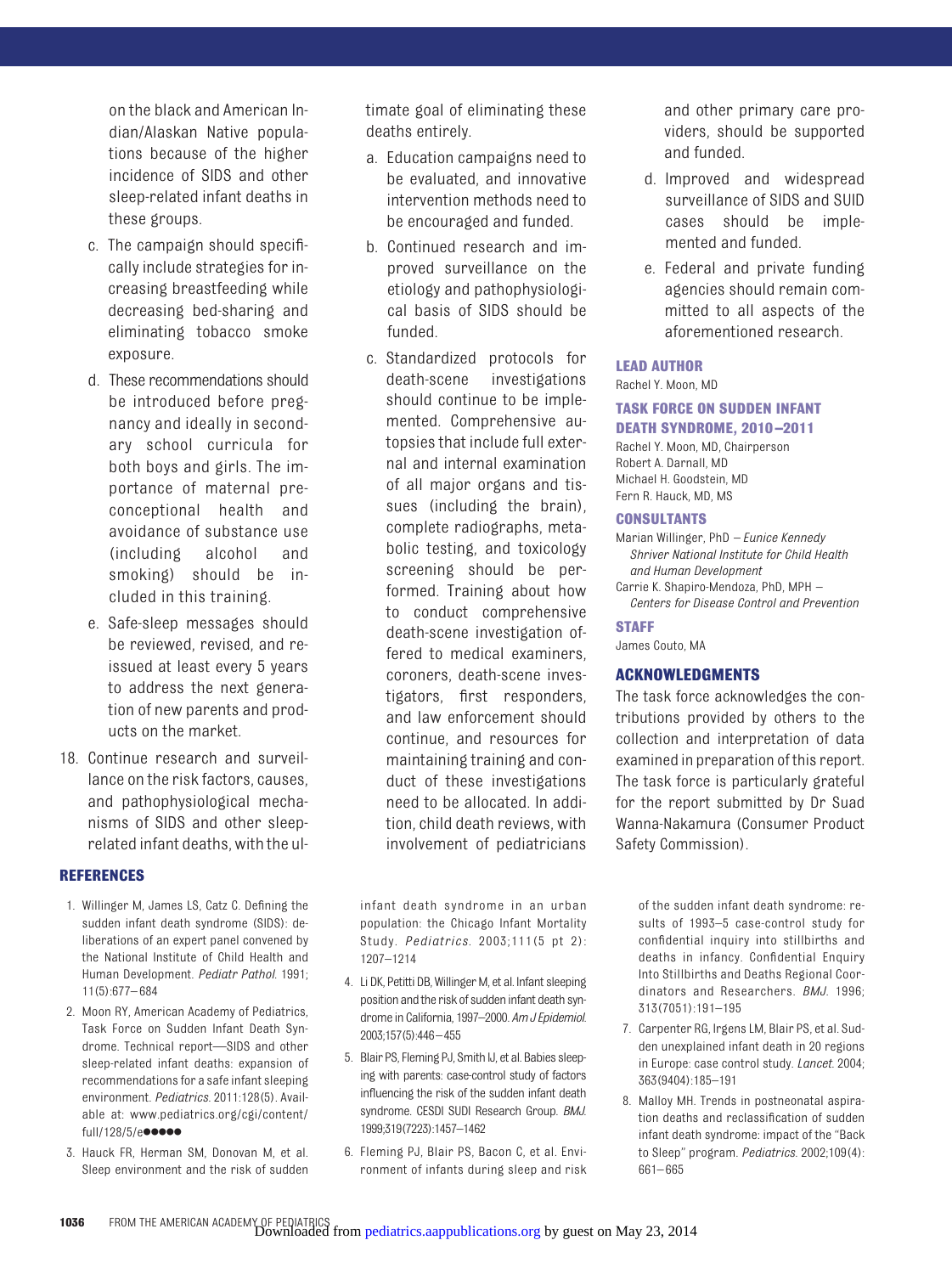on the black and American Indian/Alaskan Native populations because of the higher incidence of SIDS and other sleep-related infant deaths in these groups.

c. The campaign should specifically include strategies for increasing breastfeeding while decreasing bed-sharing and eliminating tobacco smoke exposure.

d. These recommendations should be introduced before pregnancy and ideally in secondary school curricula for both boys and girls. The importance of maternal preconceptional health and avoidance of substance use (including alcohol and smoking) should be included in this training.

e. Safe-sleep messages should be reviewed, revised, and reissued at least every 5 years to address the next generation of new parents and products on the market.

18. Continue research and surveillance on the risk factors, causes, and pathophysiological mechanisms of SIDS and other sleep-related infant deaths, with the ultimate goal of eliminating these deaths entirely.

a. Education campaigns need to be evaluated, and innovative intervention methods need to be encouraged and funded.

b. Continued research and improved surveillance on the etiology and pathophysiological basis of SIDS should be funded.

c. Standardized protocols for death-scene investigations should continue to be implemented. Comprehensive autopsies that include full external and internal examination of all major organs and tissues (including the brain), complete radiographs, metabolic testing, and toxicology screening should be performed. Training about how to conduct comprehensive death-scene investigation offered to medical examiners, coroners, death-scene investigators, first responders, and law enforcement should continue, and resources for maintaining training and conduct of these investigations need to be allocated. In addition, child death reviews, with involvement of pediatricians and other primary care providers, should be supported and funded.

d. Improved and widespread surveillance of SIDS and SUID cases should be implemented and funded.

e. Federal and private funding agencies should remain committed to all aspects of the aforementioned research.

## LEAD AUTHOR

Rachel Y. Moon, MD

## TASK FORCE ON SUDDEN INFANT DEATH SYNDROME, 2010–2011

Rachel Y. Moon, MD, Chairperson
Robert A. Darnall, MD
Michael H. Goodstein, MD
Fern R. Hauck, MD, MS

## CONSULTANTS

Marian Willinger, PhD – *Eunice Kennedy Shriver National Institute for Child Health and Human Development*
Carrie K. Shapiro-Mendoza, PhD, MPH – *Centers for Disease Control and Prevention*

## STAFF

James Couto, MA

## ACKNOWLEDGMENTS

The task force acknowledges the contributions provided by others to the collection and interpretation of data examined in preparation of this report. The task force is particularly grateful for the report submitted by Dr Suad Wanna-Nakamura (Consumer Product Safety Commission).

## REFERENCES

1. Willinger M, James LS, Catz C. Defining the sudden infant death syndrome (SIDS): deliberations of an expert panel convened by the National Institute of Child Health and Human Development. *Pediatr Pathol.* 1991; 11(5):677–684
2. Moon RY, American Academy of Pediatrics, Task Force on Sudden Infant Death Syndrome. Technical report—SIDS and other sleep-related infant deaths: expansion of recommendations for a safe infant sleeping environment. *Pediatrics.* 2011:128(5). Available at: www.pediatrics.org/cgi/content/full/128/5/e●●●●●
3. Hauck FR, Herman SM, Donovan M, et al. Sleep environment and the risk of sudden infant death syndrome in an urban population: the Chicago Infant Mortality Study. *Pediatrics.* 2003;111(5 pt 2): 1207–1214
4. Li DK, Petitti DB, Willinger M, et al. Infant sleeping position and the risk of sudden infant death syndrome in California, 1997–2000. *Am J Epidemiol.* 2003;157(5):446–455
5. Blair PS, Fleming PJ, Smith IJ, et al. Babies sleeping with parents: case-control study of factors influencing the risk of the sudden infant death syndrome. CESDI SUDI Research Group. *BMJ.* 1999;319(7223):1457–1462
6. Fleming PJ, Blair PS, Bacon C, et al. Environment of infants during sleep and risk of the sudden infant death syndrome: results of 1993–5 case-control study for confidential inquiry into stillbirths and deaths in infancy. Confidential Enquiry Into Stillbirths and Deaths Regional Coordinators and Researchers. *BMJ.* 1996; 313(7051):191–195
7. Carpenter RG, Irgens LM, Blair PS, et al. Sudden unexplained infant death in 20 regions in Europe: case control study. *Lancet.* 2004; 363(9404):185–191
8. Malloy MH. Trends in postneonatal aspiration deaths and reclassification of sudden infant death syndrome: impact of the "Back to Sleep" program. *Pediatrics.* 2002;109(4): 661–665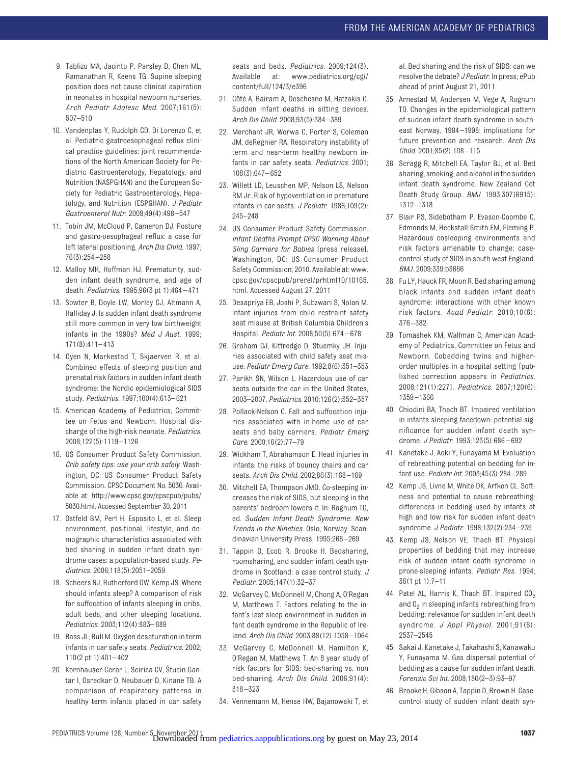9. Tablizo MA, Jacinto P, Parsley D, Chen ML, Ramanathan R, Keens TG. Supine sleeping position does not cause clinical aspiration in neonates in hospital newborn nurseries. *Arch Pediatr Adolesc Med.* 2007;161(5):507–510
10. Vandenplas Y, Rudolph CD, Di Lorenzo C, et al. Pediatric gastroesophageal reflux clinical practice guidelines: joint recommendations of the North American Society for Pediatric Gastroenterology, Hepatology, and Nutrition (NASPGHAN) and the European Society for Pediatric Gastroenterology, Hepatology, and Nutrition (ESPGHAN). *J Pediatr Gastroenterol Nutr.* 2009;49(4):498–547
11. Tobin JM, McCloud P, Cameron DJ. Posture and gastro-oesophageal reflux: a case for left lateral positioning. *Arch Dis Child.* 1997; 76(3):254–258
12. Malloy MH, Hoffman HJ. Prematurity, sudden infant death syndrome, and age of death. *Pediatrics.* 1995;96(3 pt 1):464–471
13. Sowter B, Doyle LW, Morley CJ, Altmann A, Halliday J. Is sudden infant death syndrome still more common in very low birthweight infants in the 1990s? *Med J Aust.* 1999; 171(8):411–413
14. Oyen N, Markestad T, Skjaerven R, et al. Combined effects of sleeping position and prenatal risk factors in sudden infant death syndrome: the Nordic epidemiological SIDS study. *Pediatrics.* 1997;100(4):613–621
15. American Academy of Pediatrics, Committee on Fetus and Newborn. Hospital discharge of the high-risk neonate. *Pediatrics.* 2008;122(5):1119–1126
16. US Consumer Product Safety Commission. *Crib safety tips: use your crib safely.* Washington, DC: US Consumer Product Safety Commission. CPSC Document No. 5030. Available at: http://www.cpsc.gov/cpscpub/pubs/5030.html. Accessed September 30, 2011
17. Ostfeld BM, Perl H, Esposito L, et al. Sleep environment, positional, lifestyle, and demographic characteristics associated with bed sharing in sudden infant death syndrome cases: a population-based study. *Pediatrics.* 2006;118(5):2051–2059
18. Scheers NJ, Rutherford GW, Kemp JS. Where should infants sleep? A comparison of risk for suffocation of infants sleeping in cribs, adult beds, and other sleeping locations. *Pediatrics.* 2003;112(4):883–889
19. Bass JL, Bull M. Oxygen desaturation in term infants in car safety seats. *Pediatrics.* 2002; 110(2 pt 1):401–402
20. Kornhauser Cerar L, Scirica CV, Štucin Gantar I, Osredkar D, Neubauer D, Kinane TB. A comparison of respiratory patterns in healthy term infants placed in car safety seats and beds. *Pediatrics.* 2009;124(3). Available at: www.pediatrics.org/cgi/content/full/124/3/e396
21. Côté A, Bairam A, Deschesne M, Hatzakis G. Sudden infant deaths in sitting devices. *Arch Dis Child.* 2008;93(5):384–389
22. Merchant JR, Worwa C, Porter S, Coleman JM, deRegnier RA. Respiratory instability of term and near-term healthy newborn infants in car safety seats. *Pediatrics.* 2001; 108(3):647–652
23. Willett LD, Leuschen MP, Nelson LS, Nelson RM Jr. Risk of hypoventilation in premature infants in car seats. *J Pediatr.* 1986;109(2): 245–248
24. US Consumer Product Safety Commission. *Infant Deaths Prompt CPSC Warning About Sling Carriers for Babies* [press release]. Washington, DC: US Consumer Product Safety Commission; 2010. Available at: www.cpsc.gov/cpscpub/prerel/prhtml10/10165.html. Accessed August 27, 2011
25. Desapriya EB, Joshi P, Subzwari S, Nolan M. Infant injuries from child restraint safety seat misuse at British Columbia Children's Hospital. *Pediatr Int.* 2008;50(5):674–678
26. Graham CJ, Kittredge D, Stuemky JH. Injuries associated with child safety seat misuse. *Pediatr Emerg Care.* 1992;8(6):351–353
27. Parikh SN, Wilson L. Hazardous use of car seats outside the car in the United States, 2003–2007. *Pediatrics.* 2010;126(2):352–357
28. Pollack-Nelson C. Fall and suffocation injuries associated with in-home use of car seats and baby carriers. *Pediatr Emerg Care.* 2000;16(2):77–79
29. Wickham T, Abrahamson E. Head injuries in infants: the risks of bouncy chairs and car seats. *Arch Dis Child.* 2002;86(3):168–169
30. Mitchell EA, Thompson JMD. Co-sleeping increases the risk of SIDS, but sleeping in the parents' bedroom lowers it. In: Rognum TO, ed. *Sudden Infant Death Syndrome: New Trends in the Nineties.* Oslo, Norway: Scandinavian University Press; 1995:266–269
31. Tappin D, Ecob R, Brooke H. Bedsharing, roomsharing, and sudden infant death syndrome in Scotland: a case control study. *J Pediatr.* 2005;147(1):32–37
32. McGarvey C, McDonnell M, Chong A, O'Regan M, Matthews T. Factors relating to the infant's last sleep environment in sudden infant death syndrome in the Republic of Ireland. *Arch Dis Child.* 2003;88(12):1058–1064
33. McGarvey C, McDonnell M, Hamilton K, O'Regan M, Matthews T. An 8 year study of risk factors for SIDS: bed-sharing vs. non bed-sharing. *Arch Dis Child.* 2006;91(4): 318–323
34. Vennemann M, Hense HW, Bajanowski T, et al. Bed sharing and the risk of SIDS: can we resolve the debate? *J Pediatr.* In press; ePub ahead of print August 21, 2011
35. Arnestad M, Andersen M, Vege A, Rognum TO. Changes in the epidemiological pattern of sudden infant death syndrome in southeast Norway, 1984–1998: implications for future prevention and research. *Arch Dis Child.* 2001;85(2):108–115
36. Scragg R, Mitchell EA, Taylor BJ, et al. Bed sharing, smoking, and alcohol in the sudden infant death syndrome. New Zealand Cot Death Study Group. *BMJ.* 1993;307(6915): 1312–1318
37. Blair PS, Sidebotham P, Evason-Coombe C, Edmonds M, Heckstall-Smith EM, Fleming P. Hazardous cosleeping environments and risk factors amenable to change: case-control study of SIDS in south west England. *BMJ.* 2009;339:b3666
38. Fu LY, Hauck FR, Moon R. Bed sharing among black infants and sudden infant death syndrome: interactions with other known risk factors. *Acad Pediatr.* 2010;10(6): 376–382
39. Tomashek KM, Wallman C; American Academy of Pediatrics, Committee on Fetus and Newborn. Cobedding twins and higher-order multiples in a hospital setting [published correction appears in *Pediatrics.* 2008;121(1):227]. *Pediatrics.* 2007;120(6): 1359–1366
40. Chiodini BA, Thach BT. Impaired ventilation in infants sleeping facedown: potential significance for sudden infant death syndrome. *J Pediatr.* 1993;123(5):686–692
41. Kanetake J, Aoki Y, Funayama M. Evaluation of rebreathing potential on bedding for infant use. *Pediatr Int.* 2003;45(3):284–289
42. Kemp JS, Livne M, White DK, Arfken CL. Softness and potential to cause rebreathing: differences in bedding used by infants at high and low risk for sudden infant death syndrome. *J Pediatr.* 1998;132(2):234–239
43. Kemp JS, Nelson VE, Thach BT. Physical properties of bedding that may increase risk of sudden infant death syndrome in prone-sleeping infants. *Pediatr Res.* 1994; 36(1 pt 1):7–11
44. Patel AL, Harris K, Thach BT. Inspired $CO_2$ and $O_2$ in sleeping infants rebreathing from bedding: relevance for sudden infant death syndrome. *J Appl Physiol.* 2001;91(6): 2537–2545
45. Sakai J, Kanetake J, Takahashi S, Kanawaku Y, Funayama M. Gas dispersal potential of bedding as a cause for sudden infant death. *Forensic Sci Int.* 2008;180(2–3):93–97
46. Brooke H, Gibson A, Tappin D, Brown H. Case-control study of sudden infant death syn-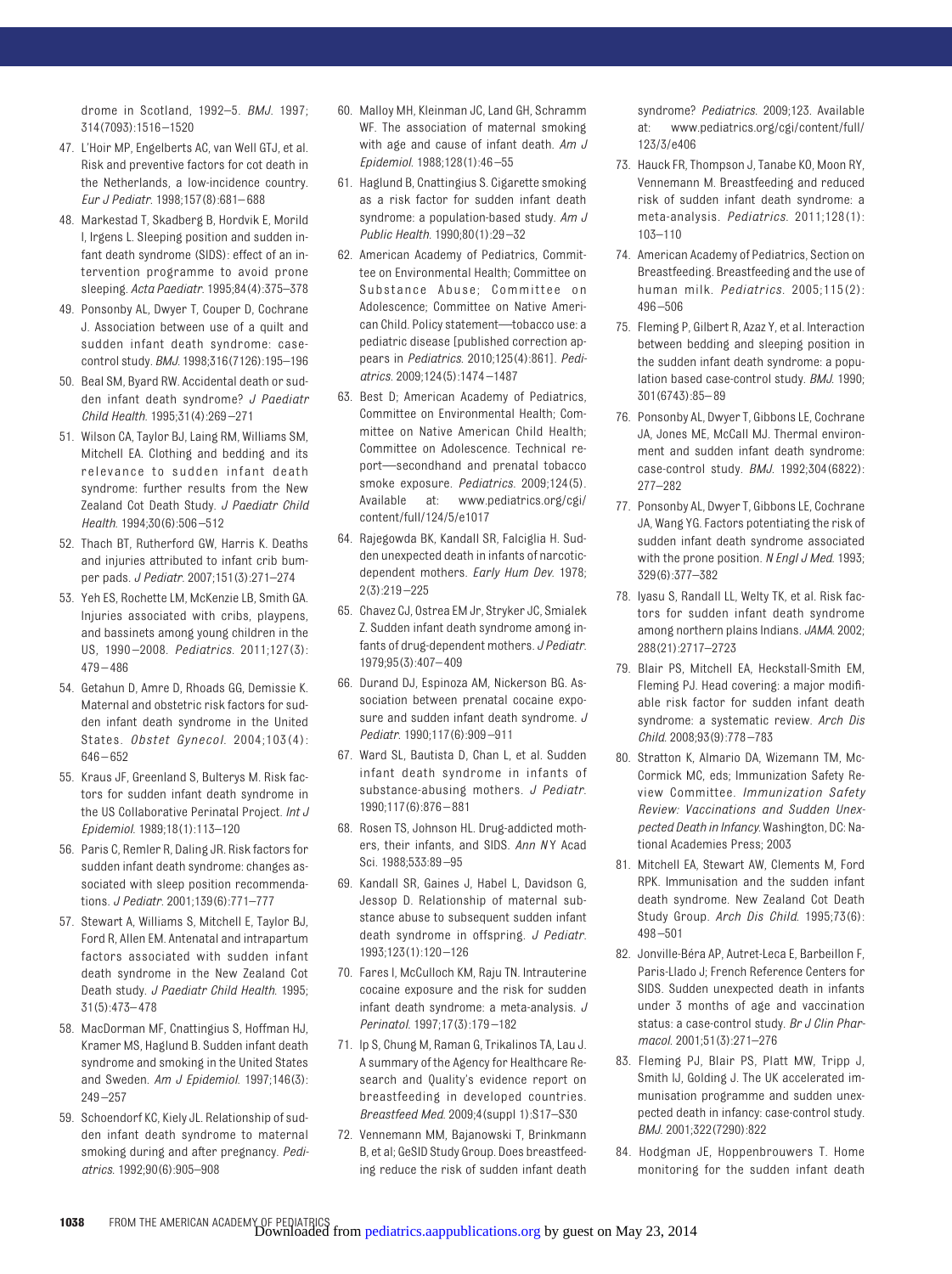drome in Scotland, 1992–5. *BMJ*. 1997; 314(7093):1516–1520

47. L'Hoir MP, Engelberts AC, van Well GTJ, et al. Risk and preventive factors for cot death in the Netherlands, a low-incidence country. *Eur J Pediatr*. 1998;157(8):681–688
48. Markestad T, Skadberg B, Hordvik E, Morild I, Irgens L. Sleeping position and sudden infant death syndrome (SIDS): effect of an intervention programme to avoid prone sleeping. *Acta Paediatr*. 1995;84(4):375–378
49. Ponsonby AL, Dwyer T, Couper D, Cochrane J. Association between use of a quilt and sudden infant death syndrome: case-control study. *BMJ*. 1998;316(7126):195–196
50. Beal SM, Byard RW. Accidental death or sudden infant death syndrome? *J Paediatr Child Health*. 1995;31(4):269–271
51. Wilson CA, Taylor BJ, Laing RM, Williams SM, Mitchell EA. Clothing and bedding and its relevance to sudden infant death syndrome: further results from the New Zealand Cot Death Study. *J Paediatr Child Health*. 1994;30(6):506–512
52. Thach BT, Rutherford GW, Harris K. Deaths and injuries attributed to infant crib bumper pads. *J Pediatr*. 2007;151(3):271–274
53. Yeh ES, Rochette LM, McKenzie LB, Smith GA. Injuries associated with cribs, playpens, and bassinets among young children in the US, 1990–2008. *Pediatrics*. 2011;127(3): 479–486
54. Getahun D, Amre D, Rhoads GG, Demissie K. Maternal and obstetric risk factors for sudden infant death syndrome in the United States. *Obstet Gynecol*. 2004;103(4): 646–652
55. Kraus JF, Greenland S, Bulterys M. Risk factors for sudden infant death syndrome in the US Collaborative Perinatal Project. *Int J Epidemiol*. 1989;18(1):113–120
56. Paris C, Remler R, Daling JR. Risk factors for sudden infant death syndrome: changes associated with sleep position recommendations. *J Pediatr*. 2001;139(6):771–777
57. Stewart A, Williams S, Mitchell E, Taylor BJ, Ford R, Allen EM. Antenatal and intrapartum factors associated with sudden infant death syndrome in the New Zealand Cot Death study. *J Paediatr Child Health*. 1995; 31(5):473–478
58. MacDorman MF, Cnattingius S, Hoffman HJ, Kramer MS, Haglund B. Sudden infant death syndrome and smoking in the United States and Sweden. *Am J Epidemiol*. 1997;146(3): 249–257
59. Schoendorf KC, Kiely JL. Relationship of sudden infant death syndrome to maternal smoking during and after pregnancy. *Pediatrics*. 1992;90(6):905–908
60. Malloy MH, Kleinman JC, Land GH, Schramm WF. The association of maternal smoking with age and cause of infant death. *Am J Epidemiol*. 1988;128(1):46–55
61. Haglund B, Cnattingius S. Cigarette smoking as a risk factor for sudden infant death syndrome: a population-based study. *Am J Public Health*. 1990;80(1):29–32
62. American Academy of Pediatrics, Committee on Environmental Health; Committee on Substance Abuse; Committee on Adolescence; Committee on Native American Child. Policy statement—tobacco use: a pediatric disease [published correction appears in *Pediatrics*. 2010;125(4):861]. *Pediatrics*. 2009;124(5):1474–1487
63. Best D; American Academy of Pediatrics, Committee on Environmental Health; Committee on Native American Child Health; Committee on Adolescence. Technical report—secondhand and prenatal tobacco smoke exposure. *Pediatrics*. 2009;124(5). Available at: www.pediatrics.org/cgi/content/full/124/5/e1017
64. Rajegowda BK, Kandall SR, Falciglia H. Sudden unexpected death in infants of narcotic-dependent mothers. *Early Hum Dev*. 1978; 2(3):219–225
65. Chavez CJ, Ostrea EM Jr, Stryker JC, Smialek Z. Sudden infant death syndrome among infants of drug-dependent mothers. *J Pediatr*. 1979;95(3):407–409
66. Durand DJ, Espinoza AM, Nickerson BG. Association between prenatal cocaine exposure and sudden infant death syndrome. *J Pediatr*. 1990;117(6):909–911
67. Ward SL, Bautista D, Chan L, et al. Sudden infant death syndrome in infants of substance-abusing mothers. *J Pediatr*. 1990;117(6):876–881
68. Rosen TS, Johnson HL. Drug-addicted mothers, their infants, and SIDS. *Ann NY Acad Sci*. 1988;533:89–95
69. Kandall SR, Gaines J, Habel L, Davidson G, Jessop D. Relationship of maternal substance abuse to subsequent sudden infant death syndrome in offspring. *J Pediatr*. 1993;123(1):120–126
70. Fares I, McCulloch KM, Raju TN. Intrauterine cocaine exposure and the risk for sudden infant death syndrome: a meta-analysis. *J Perinatol*. 1997;17(3):179–182
71. Ip S, Chung M, Raman G, Trikalinos TA, Lau J. A summary of the Agency for Healthcare Research and Quality's evidence report on breastfeeding in developed countries. *Breastfeed Med*. 2009;4(suppl 1):S17–S30
72. Vennemann MM, Bajanowski T, Brinkmann B, et al; GeSID Study Group. Does breastfeeding reduce the risk of sudden infant death syndrome? *Pediatrics*. 2009;123. Available at: www.pediatrics.org/cgi/content/full/123/3/e406
73. Hauck FR, Thompson J, Tanabe KO, Moon RY, Vennemann M. Breastfeeding and reduced risk of sudden infant death syndrome: a meta-analysis. *Pediatrics*. 2011;128(1): 103–110
74. American Academy of Pediatrics, Section on Breastfeeding. Breastfeeding and the use of human milk. *Pediatrics*. 2005;115(2): 496–506
75. Fleming P, Gilbert R, Azaz Y, et al. Interaction between bedding and sleeping position in the sudden infant death syndrome: a population based case-control study. *BMJ*. 1990; 301(6743):85–89
76. Ponsonby AL, Dwyer T, Gibbons LE, Cochrane JA, Jones ME, McCall MJ. Thermal environment and sudden infant death syndrome: case-control study. *BMJ*. 1992;304(6822): 277–282
77. Ponsonby AL, Dwyer T, Gibbons LE, Cochrane JA, Wang YG. Factors potentiating the risk of sudden infant death syndrome associated with the prone position. *N Engl J Med*. 1993; 329(6):377–382
78. Iyasu S, Randall LL, Welty TK, et al. Risk factors for sudden infant death syndrome among northern plains Indians. *JAMA*. 2002; 288(21):2717–2723
79. Blair PS, Mitchell EA, Heckstall-Smith EM, Fleming PJ. Head covering: a major modifiable risk factor for sudden infant death syndrome: a systematic review. *Arch Dis Child*. 2008;93(9):778–783
80. Stratton K, Almario DA, Wizemann TM, McCormick MC, eds; Immunization Safety Review Committee. *Immunization Safety Review: Vaccinations and Sudden Unexpected Death in Infancy*. Washington, DC: National Academies Press; 2003
81. Mitchell EA, Stewart AW, Clements M, Ford RPK. Immunisation and the sudden infant death syndrome. New Zealand Cot Death Study Group. *Arch Dis Child*. 1995;73(6): 498–501
82. Jonville-Béra AP, Autret-Leca E, Barbeillon F, Paris-Llado J; French Reference Centers for SIDS. Sudden unexpected death in infants under 3 months of age and vaccination status: a case-control study. *Br J Clin Pharmacol*. 2001;51(3):271–276
83. Fleming PJ, Blair PS, Platt MW, Tripp J, Smith IJ, Golding J. The UK accelerated immunisation programme and sudden unexpected death in infancy: case-control study. *BMJ*. 2001;322(7290):822
84. Hodgman JE, Hoppenbrouwers T. Home monitoring for the sudden infant death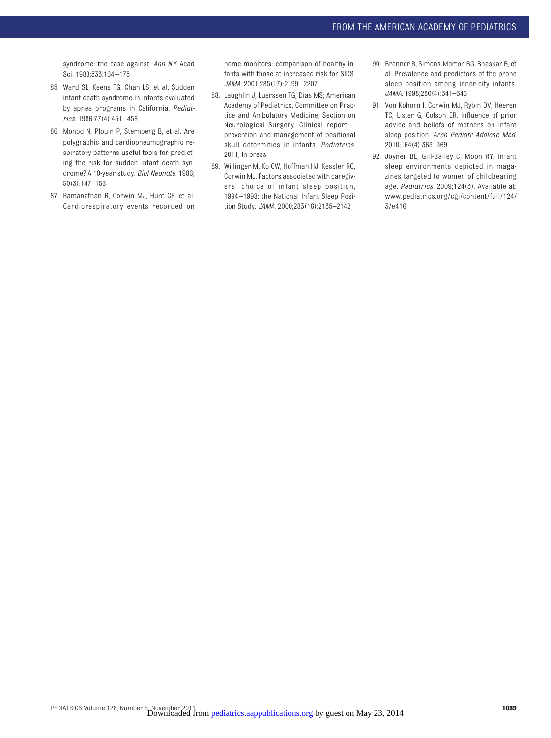syndrome: the case against. *Ann N Y Acad Sci*. 1988;533:164–175

85. Ward SL, Keens TG, Chan LS, et al. Sudden infant death syndrome in infants evaluated by apnea programs in California. *Pediatrics*. 1986;77(4):451–458

86. Monod N, Plouin P, Sternberg B, et al. Are polygraphic and cardiopneumographic respiratory patterns useful tools for predicting the risk for sudden infant death syndrome? A 10-year study. *Biol Neonate*. 1986;50(3):147–153

87. Ramanathan R, Corwin MJ, Hunt CE, et al. Cardiorespiratory events recorded on home monitors: comparison of healthy infants with those at increased risk for SIDS. *JAMA*. 2001;285(17):2199–2207

88. Laughlin J, Luerssen TG, Dias MS; American Academy of Pediatrics, Committee on Practice and Ambulatory Medicine, Section on Neurological Surgery. Clinical report—prevention and management of positional skull deformities in infants. *Pediatrics*. 2011; In press

89. Willinger M, Ko CW, Hoffman HJ, Kessler RC, Corwin MJ. Factors associated with caregivers' choice of infant sleep position, 1994–1998: the National Infant Sleep Position Study. *JAMA*. 2000;283(16):2135–2142

90. Brenner R, Simons-Morton BG, Bhaskar B, et al. Prevalence and predictors of the prone sleep position among inner-city infants. *JAMA*. 1998;280(4):341–346

91. Von Kohorn I, Corwin MJ, Rybin DV, Heeren TC, Lister G, Colson ER. Influence of prior advice and beliefs of mothers on infant sleep position. *Arch Pediatr Adolesc Med*. 2010;164(4):363–369

92. Joyner BL, Gill-Bailey C, Moon RY. Infant sleep environments depicted in magazines targeted to women of childbearing age. *Pediatrics*. 2009;124(3). Available at: www.pediatrics.org/cgi/content/full/124/3/e416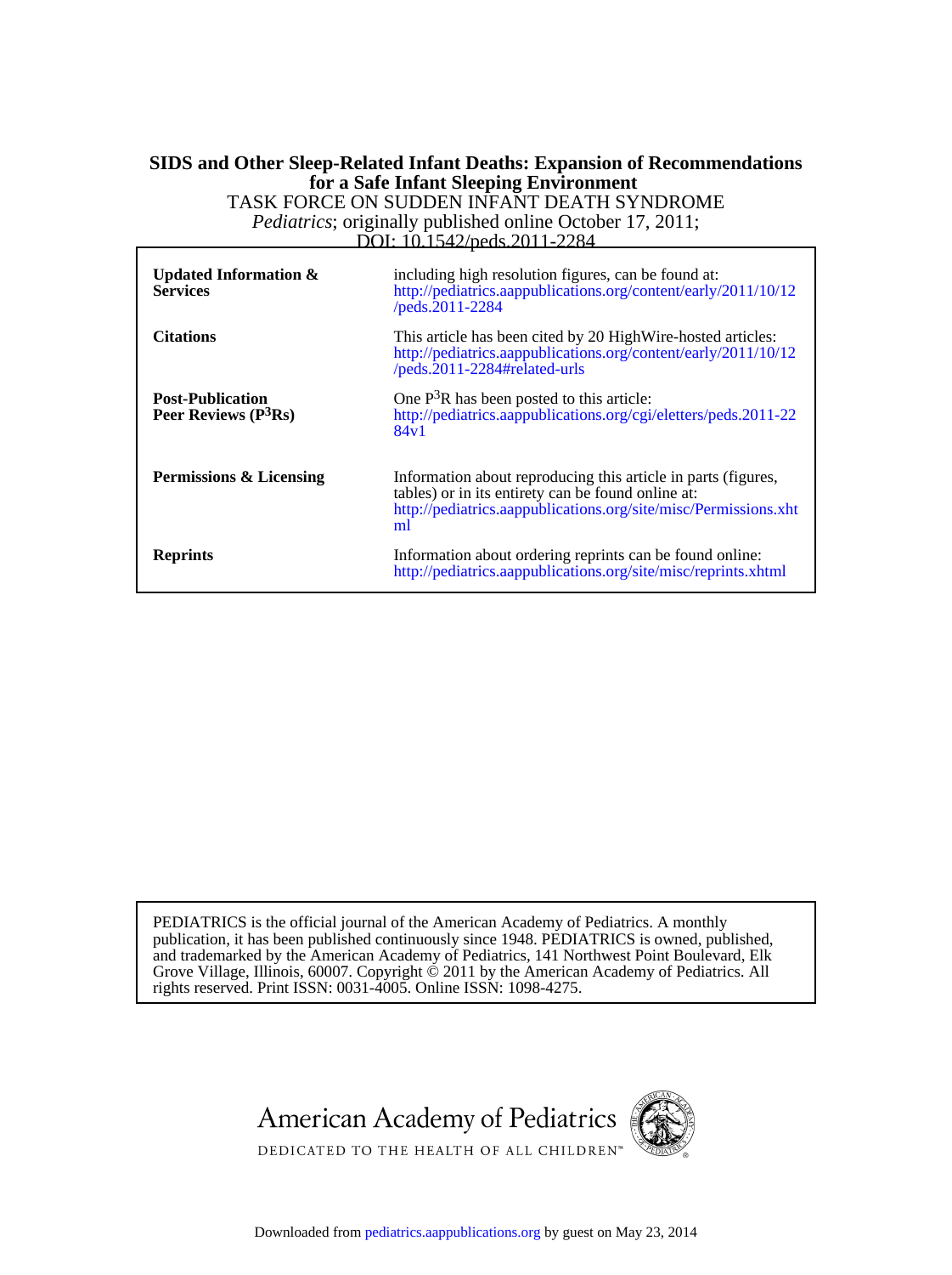**SIDS and Other Sleep-Related Infant Deaths: Expansion of Recommendations for a Safe Infant Sleeping Environment**

TASK FORCE ON SUDDEN INFANT DEATH SYNDROME

*Pediatrics*; originally published online October 17, 2011;

DOI: 10.1542/peds.2011-2284

| | |
|---|---|
| **Updated Information & Services** | including high resolution figures, can be found at: http://pediatrics.aappublications.org/content/early/2011/10/12/peds.2011-2284 |
| **Citations** | This article has been cited by 20 HighWire-hosted articles: http://pediatrics.aappublications.org/content/early/2011/10/12/peds.2011-2284#related-urls |
| **Post-Publication Peer Reviews ($P^3$Rs)** | One $P^3$R has been posted to this article: http://pediatrics.aappublications.org/cgi/eletters/peds.2011-2284v1 |
| **Permissions & Licensing** | Information about reproducing this article in parts (figures, tables) or in its entirety can be found online at: http://pediatrics.aappublications.org/site/misc/Permissions.xhtml |
| **Reprints** | Information about ordering reprints can be found online: http://pediatrics.aappublications.org/site/misc/reprints.xhtml |

PEDIATRICS is the official journal of the American Academy of Pediatrics. A monthly publication, it has been published continuously since 1948. PEDIATRICS is owned, published, and trademarked by the American Academy of Pediatrics, 141 Northwest Point Boulevard, Elk Grove Village, Illinois, 60007. Copyright © 2011 by the American Academy of Pediatrics. All rights reserved. Print ISSN: 0031-4005. Online ISSN: 1098-4275.

American Academy of Pediatrics

DEDICATED TO THE HEALTH OF ALL CHILDREN™

Downloaded from pediatrics.aappublications.org by guest on May 23, 2014